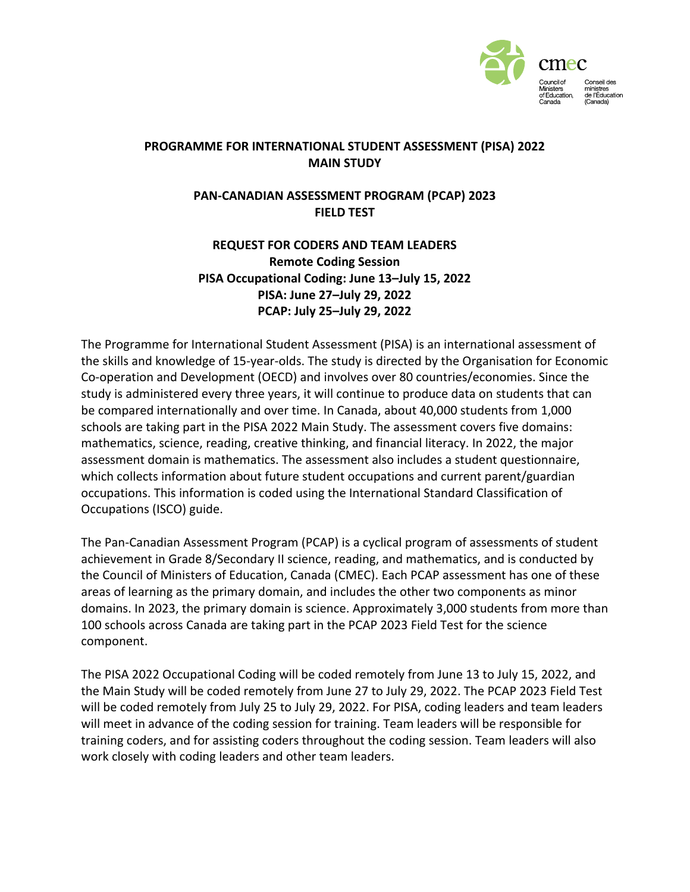cmec

Council of Ministers of Education, Canada

Conseil des ministres de l'Éducation (Canada)

# PROGRAMME FOR INTERNATIONAL STUDENT ASSESSMENT (PISA) 2022 MAIN STUDY

# PAN-CANADIAN ASSESSMENT PROGRAM (PCAP) 2023 FIELD TEST

## REQUEST FOR CODERS AND TEAM LEADERS

**Remote Coding Session**
**PISA Occupational Coding: June 13–July 15, 2022**
**PISA: June 27–July 29, 2022**
**PCAP: July 25–July 29, 2022**

The Programme for International Student Assessment (PISA) is an international assessment of the skills and knowledge of 15-year-olds. The study is directed by the Organisation for Economic Co-operation and Development (OECD) and involves over 80 countries/economies. Since the study is administered every three years, it will continue to produce data on students that can be compared internationally and over time. In Canada, about 40,000 students from 1,000 schools are taking part in the PISA 2022 Main Study. The assessment covers five domains: mathematics, science, reading, creative thinking, and financial literacy. In 2022, the major assessment domain is mathematics. The assessment also includes a student questionnaire, which collects information about future student occupations and current parent/guardian occupations. This information is coded using the International Standard Classification of Occupations (ISCO) guide.

The Pan-Canadian Assessment Program (PCAP) is a cyclical program of assessments of student achievement in Grade 8/Secondary II science, reading, and mathematics, and is conducted by the Council of Ministers of Education, Canada (CMEC). Each PCAP assessment has one of these areas of learning as the primary domain, and includes the other two components as minor domains. In 2023, the primary domain is science. Approximately 3,000 students from more than 100 schools across Canada are taking part in the PCAP 2023 Field Test for the science component.

The PISA 2022 Occupational Coding will be coded remotely from June 13 to July 15, 2022, and the Main Study will be coded remotely from June 27 to July 29, 2022. The PCAP 2023 Field Test will be coded remotely from July 25 to July 29, 2022. For PISA, coding leaders and team leaders will meet in advance of the coding session for training. Team leaders will be responsible for training coders, and for assisting coders throughout the coding session. Team leaders will also work closely with coding leaders and other team leaders.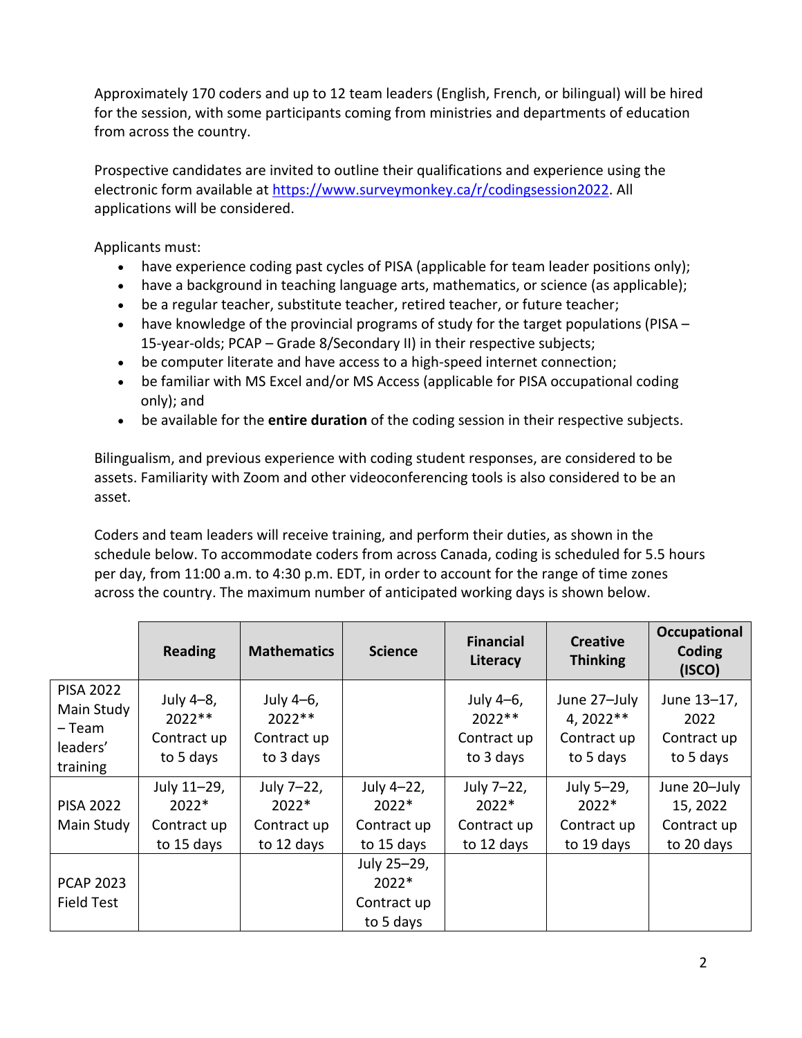Approximately 170 coders and up to 12 team leaders (English, French, or bilingual) will be hired for the session, with some participants coming from ministries and departments of education from across the country.

Prospective candidates are invited to outline their qualifications and experience using the electronic form available at https://www.surveymonkey.ca/r/codingsession2022. All applications will be considered.

Applicants must:

- have experience coding past cycles of PISA (applicable for team leader positions only);
- have a background in teaching language arts, mathematics, or science (as applicable);
- be a regular teacher, substitute teacher, retired teacher, or future teacher;
- have knowledge of the provincial programs of study for the target populations (PISA – 15-year-olds; PCAP – Grade 8/Secondary II) in their respective subjects;
- be computer literate and have access to a high-speed internet connection;
- be familiar with MS Excel and/or MS Access (applicable for PISA occupational coding only); and
- be available for the **entire duration** of the coding session in their respective subjects.

Bilingualism, and previous experience with coding student responses, are considered to be assets. Familiarity with Zoom and other videoconferencing tools is also considered to be an asset.

Coders and team leaders will receive training, and perform their duties, as shown in the schedule below. To accommodate coders from across Canada, coding is scheduled for 5.5 hours per day, from 11:00 a.m. to 4:30 p.m. EDT, in order to account for the range of time zones across the country. The maximum number of anticipated working days is shown below.

| | Reading | Mathematics | Science | Financial Literacy | Creative Thinking | Occupational Coding (ISCO) |
|---|---|---|---|---|---|---|
| PISA 2022 Main Study – Team leaders' training | July 4–8, 2022** Contract up to 5 days | July 4–6, 2022** Contract up to 3 days | | July 4–6, 2022** Contract up to 3 days | June 27–July 4, 2022** Contract up to 5 days | June 13–17, 2022 Contract up to 5 days |
| PISA 2022 Main Study | July 11–29, 2022* Contract up to 15 days | July 7–22, 2022* Contract up to 12 days | July 4–22, 2022* Contract up to 15 days | July 7–22, 2022* Contract up to 12 days | July 5–29, 2022* Contract up to 19 days | June 20–July 15, 2022 Contract up to 20 days |
| PCAP 2023 Field Test | | | July 25–29, 2022* Contract up to 5 days | | | |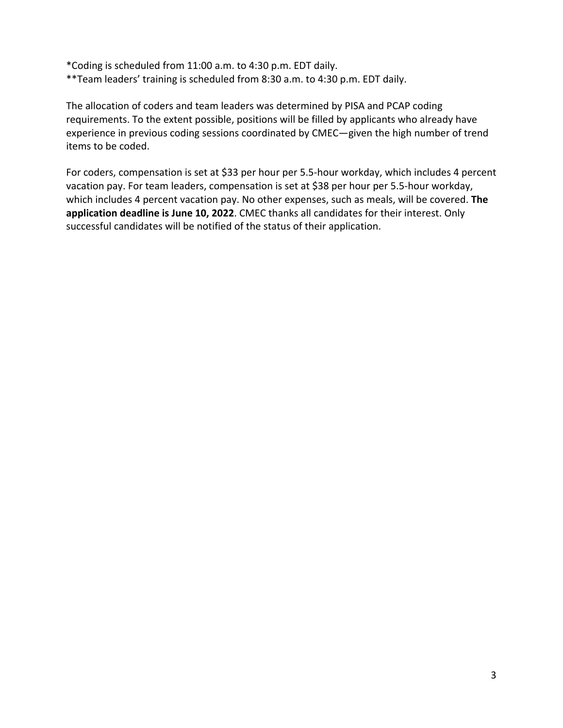*Coding is scheduled from 11:00 a.m. to 4:30 p.m. EDT daily.
**Team leaders' training is scheduled from 8:30 a.m. to 4:30 p.m. EDT daily.

The allocation of coders and team leaders was determined by PISA and PCAP coding requirements. To the extent possible, positions will be filled by applicants who already have experience in previous coding sessions coordinated by CMEC—given the high number of trend items to be coded.

For coders, compensation is set at $33 per hour per 5.5-hour workday, which includes 4 percent vacation pay. For team leaders, compensation is set at $38 per hour per 5.5-hour workday, which includes 4 percent vacation pay. No other expenses, such as meals, will be covered. **The application deadline is June 10, 2022**. CMEC thanks all candidates for their interest. Only successful candidates will be notified of the status of their application.